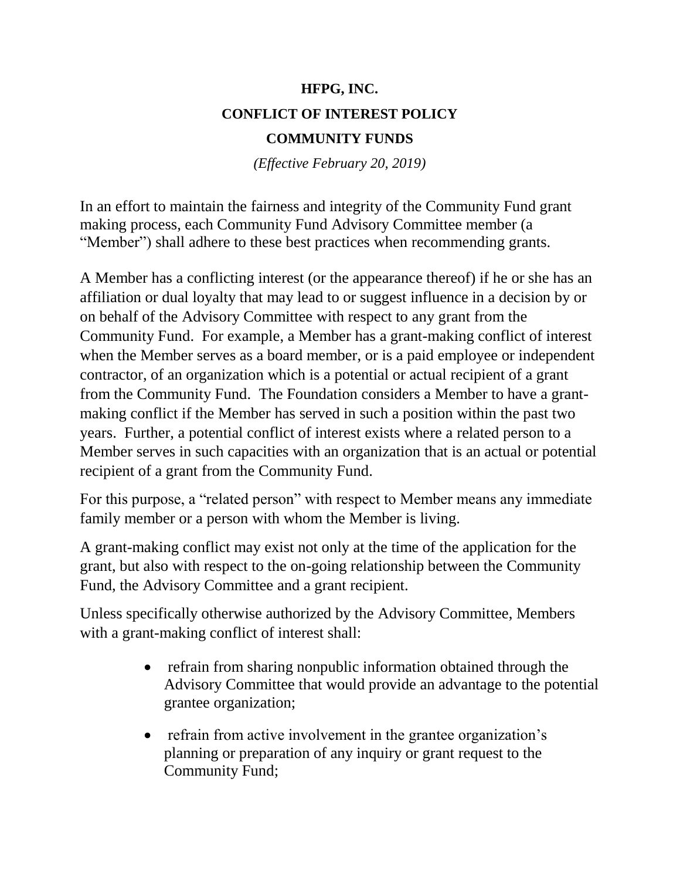# HFPG, INC.

## CONFLICT OF INTEREST POLICY

## COMMUNITY FUNDS

*(Effective February 20, 2019)*

In an effort to maintain the fairness and integrity of the Community Fund grant making process, each Community Fund Advisory Committee member (a "Member") shall adhere to these best practices when recommending grants.

A Member has a conflicting interest (or the appearance thereof) if he or she has an affiliation or dual loyalty that may lead to or suggest influence in a decision by or on behalf of the Advisory Committee with respect to any grant from the Community Fund. For example, a Member has a grant-making conflict of interest when the Member serves as a board member, or is a paid employee or independent contractor, of an organization which is a potential or actual recipient of a grant from the Community Fund. The Foundation considers a Member to have a grant-making conflict if the Member has served in such a position within the past two years. Further, a potential conflict of interest exists where a related person to a Member serves in such capacities with an organization that is an actual or potential recipient of a grant from the Community Fund.

For this purpose, a "related person" with respect to Member means any immediate family member or a person with whom the Member is living.

A grant-making conflict may exist not only at the time of the application for the grant, but also with respect to the on-going relationship between the Community Fund, the Advisory Committee and a grant recipient.

Unless specifically otherwise authorized by the Advisory Committee, Members with a grant-making conflict of interest shall:

- refrain from sharing nonpublic information obtained through the Advisory Committee that would provide an advantage to the potential grantee organization;
- refrain from active involvement in the grantee organization's planning or preparation of any inquiry or grant request to the Community Fund;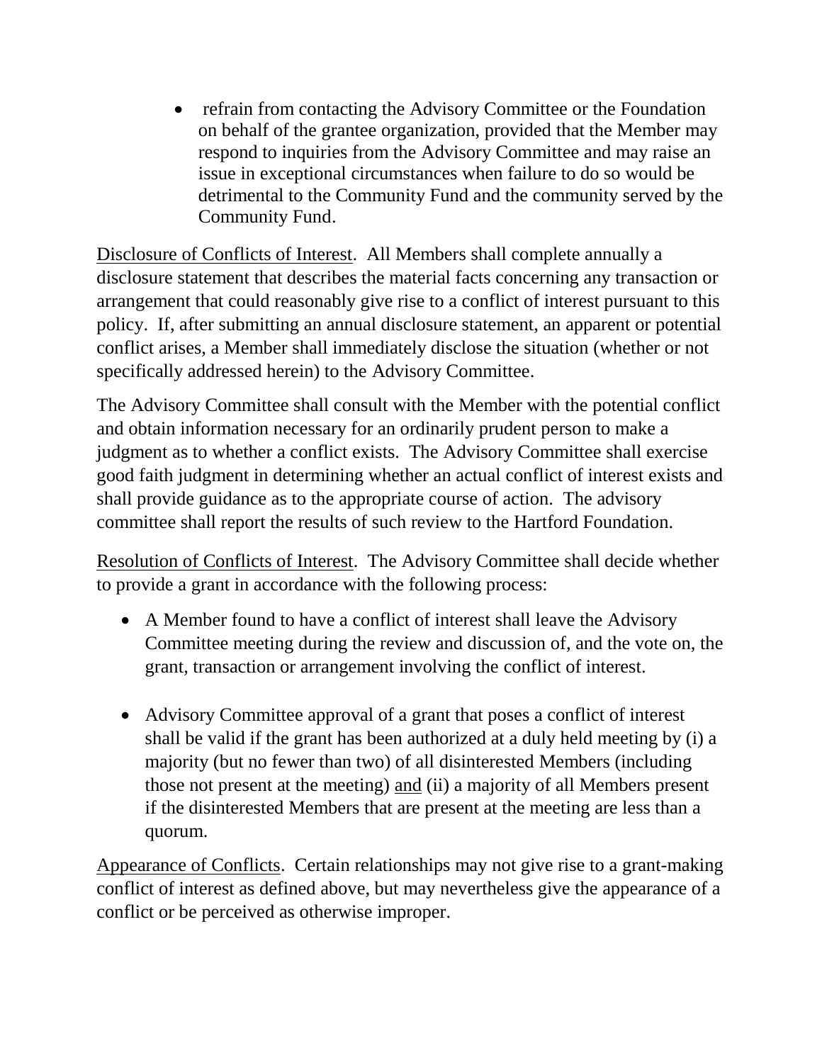- refrain from contacting the Advisory Committee or the Foundation on behalf of the grantee organization, provided that the Member may respond to inquiries from the Advisory Committee and may raise an issue in exceptional circumstances when failure to do so would be detrimental to the Community Fund and the community served by the Community Fund.

<u>Disclosure of Conflicts of Interest</u>. All Members shall complete annually a disclosure statement that describes the material facts concerning any transaction or arrangement that could reasonably give rise to a conflict of interest pursuant to this policy. If, after submitting an annual disclosure statement, an apparent or potential conflict arises, a Member shall immediately disclose the situation (whether or not specifically addressed herein) to the Advisory Committee.

The Advisory Committee shall consult with the Member with the potential conflict and obtain information necessary for an ordinarily prudent person to make a judgment as to whether a conflict exists. The Advisory Committee shall exercise good faith judgment in determining whether an actual conflict of interest exists and shall provide guidance as to the appropriate course of action. The advisory committee shall report the results of such review to the Hartford Foundation.

<u>Resolution of Conflicts of Interest</u>. The Advisory Committee shall decide whether to provide a grant in accordance with the following process:

- A Member found to have a conflict of interest shall leave the Advisory Committee meeting during the review and discussion of, and the vote on, the grant, transaction or arrangement involving the conflict of interest.

- Advisory Committee approval of a grant that poses a conflict of interest shall be valid if the grant has been authorized at a duly held meeting by (i) a majority (but no fewer than two) of all disinterested Members (including those not present at the meeting) <u>and</u> (ii) a majority of all Members present if the disinterested Members that are present at the meeting are less than a quorum.

<u>Appearance of Conflicts</u>. Certain relationships may not give rise to a grant-making conflict of interest as defined above, but may nevertheless give the appearance of a conflict or be perceived as otherwise improper.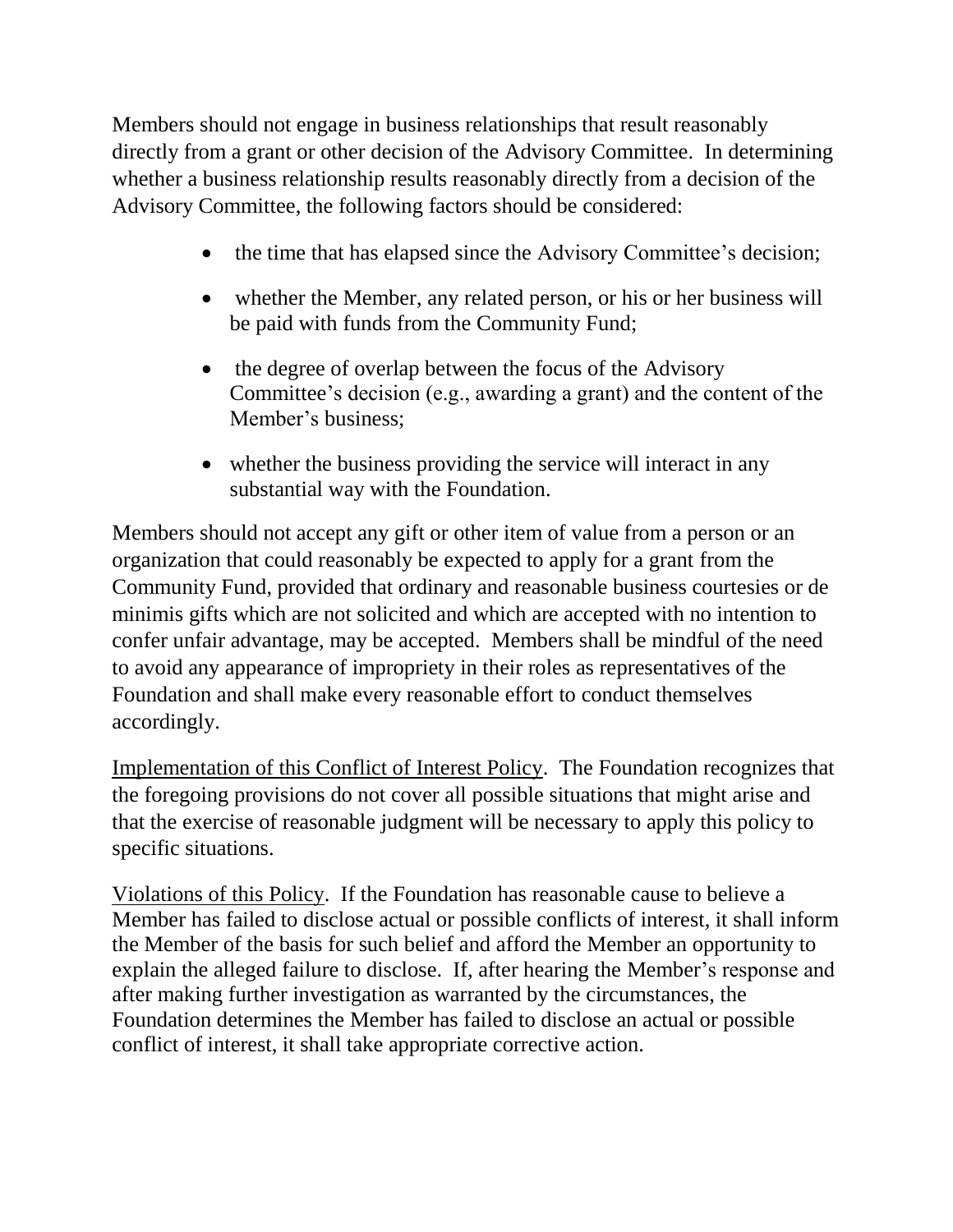Members should not engage in business relationships that result reasonably directly from a grant or other decision of the Advisory Committee. In determining whether a business relationship results reasonably directly from a decision of the Advisory Committee, the following factors should be considered:

- the time that has elapsed since the Advisory Committee's decision;
- whether the Member, any related person, or his or her business will be paid with funds from the Community Fund;
- the degree of overlap between the focus of the Advisory Committee's decision (e.g., awarding a grant) and the content of the Member's business;
- whether the business providing the service will interact in any substantial way with the Foundation.

Members should not accept any gift or other item of value from a person or an organization that could reasonably be expected to apply for a grant from the Community Fund, provided that ordinary and reasonable business courtesies or de minimis gifts which are not solicited and which are accepted with no intention to confer unfair advantage, may be accepted. Members shall be mindful of the need to avoid any appearance of impropriety in their roles as representatives of the Foundation and shall make every reasonable effort to conduct themselves accordingly.

<u>Implementation of this Conflict of Interest Policy</u>. The Foundation recognizes that the foregoing provisions do not cover all possible situations that might arise and that the exercise of reasonable judgment will be necessary to apply this policy to specific situations.

<u>Violations of this Policy</u>. If the Foundation has reasonable cause to believe a Member has failed to disclose actual or possible conflicts of interest, it shall inform the Member of the basis for such belief and afford the Member an opportunity to explain the alleged failure to disclose. If, after hearing the Member's response and after making further investigation as warranted by the circumstances, the Foundation determines the Member has failed to disclose an actual or possible conflict of interest, it shall take appropriate corrective action.